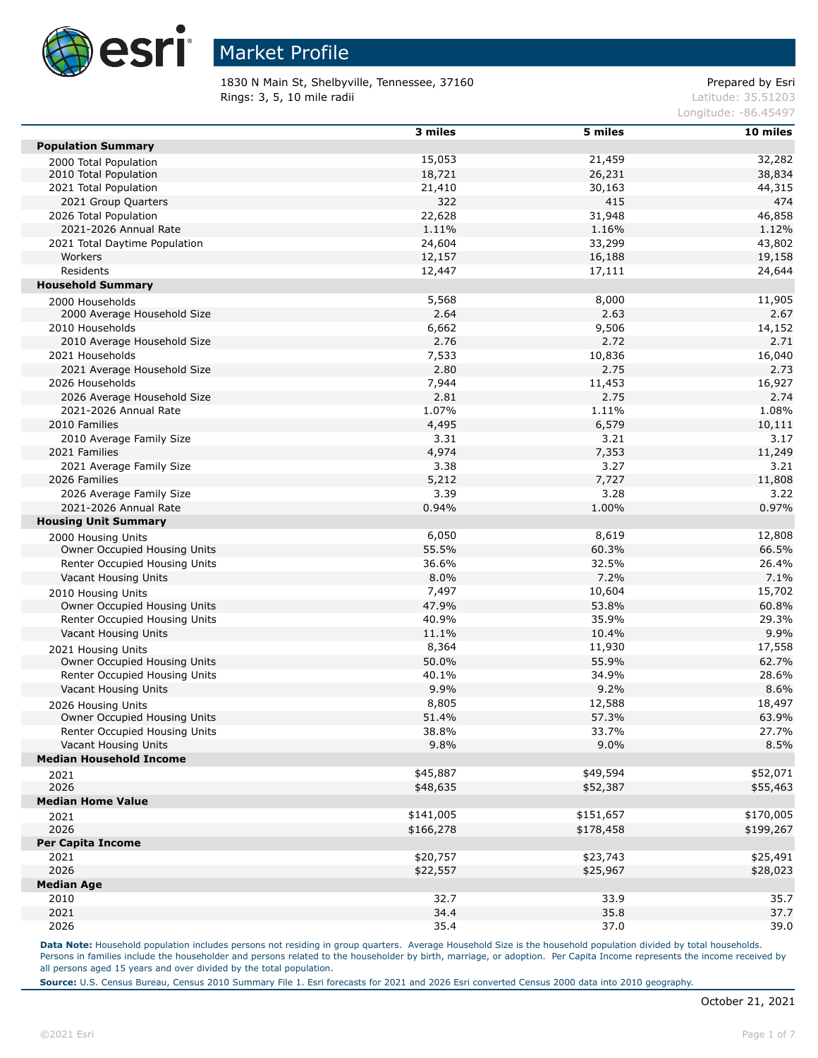# Market Profile

1830 N Main St, Shelbyville, Tennessee, 37160
Rings: 3, 5, 10 mile radii

Prepared by Esri
Latitude: 35.51203
Longitude: -86.45497

| | 3 miles | 5 miles | 10 miles |
|---|---|---|---|
| **Population Summary** | | | |
| 2000 Total Population | 15,053 | 21,459 | 32,282 |
| 2010 Total Population | 18,721 | 26,231 | 38,834 |
| 2021 Total Population | 21,410 | 30,163 | 44,315 |
| 2021 Group Quarters | 322 | 415 | 474 |
| 2026 Total Population | 22,628 | 31,948 | 46,858 |
| 2021-2026 Annual Rate | 1.11% | 1.16% | 1.12% |
| 2021 Total Daytime Population | 24,604 | 33,299 | 43,802 |
| Workers | 12,157 | 16,188 | 19,158 |
| Residents | 12,447 | 17,111 | 24,644 |
| **Household Summary** | | | |
| 2000 Households | 5,568 | 8,000 | 11,905 |
| 2000 Average Household Size | 2.64 | 2.63 | 2.67 |
| 2010 Households | 6,662 | 9,506 | 14,152 |
| 2010 Average Household Size | 2.76 | 2.72 | 2.71 |
| 2021 Households | 7,533 | 10,836 | 16,040 |
| 2021 Average Household Size | 2.80 | 2.75 | 2.73 |
| 2026 Households | 7,944 | 11,453 | 16,927 |
| 2026 Average Household Size | 2.81 | 2.75 | 2.74 |
| 2021-2026 Annual Rate | 1.07% | 1.11% | 1.08% |
| 2010 Families | 4,495 | 6,579 | 10,111 |
| 2010 Average Family Size | 3.31 | 3.21 | 3.17 |
| 2021 Families | 4,974 | 7,353 | 11,249 |
| 2021 Average Family Size | 3.38 | 3.27 | 3.21 |
| 2026 Families | 5,212 | 7,727 | 11,808 |
| 2026 Average Family Size | 3.39 | 3.28 | 3.22 |
| 2021-2026 Annual Rate | 0.94% | 1.00% | 0.97% |
| **Housing Unit Summary** | | | |
| 2000 Housing Units | 6,050 | 8,619 | 12,808 |
| Owner Occupied Housing Units | 55.5% | 60.3% | 66.5% |
| Renter Occupied Housing Units | 36.6% | 32.5% | 26.4% |
| Vacant Housing Units | 8.0% | 7.2% | 7.1% |
| 2010 Housing Units | 7,497 | 10,604 | 15,702 |
| Owner Occupied Housing Units | 47.9% | 53.8% | 60.8% |
| Renter Occupied Housing Units | 40.9% | 35.9% | 29.3% |
| Vacant Housing Units | 11.1% | 10.4% | 9.9% |
| 2021 Housing Units | 8,364 | 11,930 | 17,558 |
| Owner Occupied Housing Units | 50.0% | 55.9% | 62.7% |
| Renter Occupied Housing Units | 40.1% | 34.9% | 28.6% |
| Vacant Housing Units | 9.9% | 9.2% | 8.6% |
| 2026 Housing Units | 8,805 | 12,588 | 18,497 |
| Owner Occupied Housing Units | 51.4% | 57.3% | 63.9% |
| Renter Occupied Housing Units | 38.8% | 33.7% | 27.7% |
| Vacant Housing Units | 9.8% | 9.0% | 8.5% |
| **Median Household Income** | | | |
| 2021 | $45,887 | $49,594 | $52,071 |
| 2026 | $48,635 | $52,387 | $55,463 |
| **Median Home Value** | | | |
| 2021 | $141,005 | $151,657 | $170,005 |
| 2026 | $166,278 | $178,458 | $199,267 |
| **Per Capita Income** | | | |
| 2021 | $20,757 | $23,743 | $25,491 |
| 2026 | $22,557 | $25,967 | $28,023 |
| **Median Age** | | | |
| 2010 | 32.7 | 33.9 | 35.7 |
| 2021 | 34.4 | 35.8 | 37.7 |
| 2026 | 35.4 | 37.0 | 39.0 |

**Data Note:** Household population includes persons not residing in group quarters. Average Household Size is the household population divided by total households. Persons in families include the householder and persons related to the householder by birth, marriage, or adoption. Per Capita Income represents the income received by all persons aged 15 years and over divided by the total population.

**Source:** U.S. Census Bureau, Census 2010 Summary File 1. Esri forecasts for 2021 and 2026 Esri converted Census 2000 data into 2010 geography.

October 21, 2021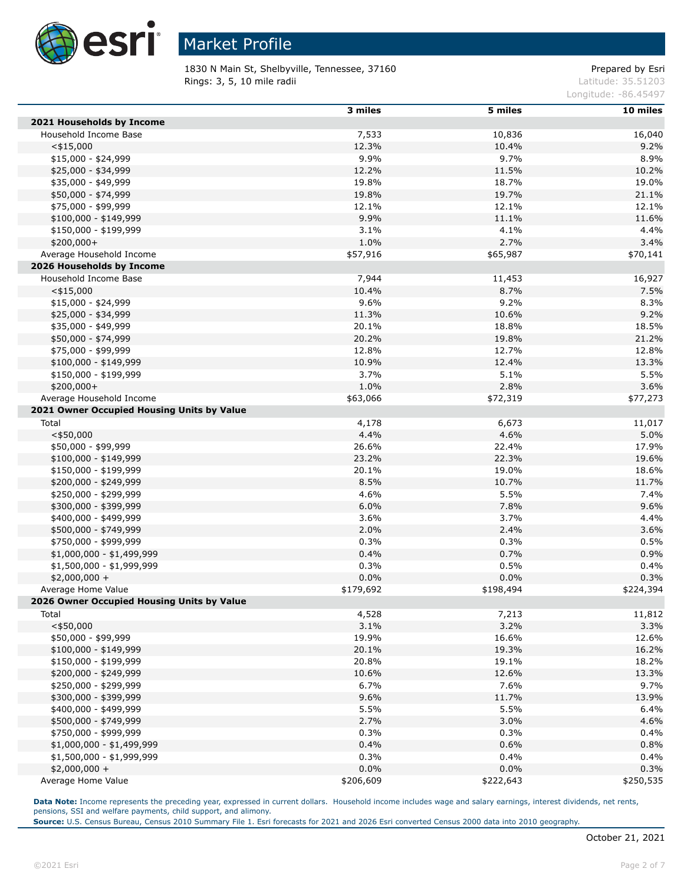# Market Profile

1830 N Main St, Shelbyville, Tennessee, 37160
Rings: 3, 5, 10 mile radii

Prepared by Esri
Latitude: 35.51203
Longitude: -86.45497

| | 3 miles | 5 miles | 10 miles |
|---|---|---|---|
| **2021 Households by Income** | | | |
| Household Income Base | 7,533 | 10,836 | 16,040 |
| <$15,000 | 12.3% | 10.4% | 9.2% |
| $15,000 - $24,999 | 9.9% | 9.7% | 8.9% |
| $25,000 - $34,999 | 12.2% | 11.5% | 10.2% |
| $35,000 - $49,999 | 19.8% | 18.7% | 19.0% |
| $50,000 - $74,999 | 19.8% | 19.7% | 21.1% |
| $75,000 - $99,999 | 12.1% | 12.1% | 12.1% |
| $100,000 - $149,999 | 9.9% | 11.1% | 11.6% |
| $150,000 - $199,999 | 3.1% | 4.1% | 4.4% |
| $200,000+ | 1.0% | 2.7% | 3.4% |
| Average Household Income | $57,916 | $65,987 | $70,141 |
| **2026 Households by Income** | | | |
| Household Income Base | 7,944 | 11,453 | 16,927 |
| <$15,000 | 10.4% | 8.7% | 7.5% |
| $15,000 - $24,999 | 9.6% | 9.2% | 8.3% |
| $25,000 - $34,999 | 11.3% | 10.6% | 9.2% |
| $35,000 - $49,999 | 20.1% | 18.8% | 18.5% |
| $50,000 - $74,999 | 20.2% | 19.8% | 21.2% |
| $75,000 - $99,999 | 12.8% | 12.7% | 12.8% |
| $100,000 - $149,999 | 10.9% | 12.4% | 13.3% |
| $150,000 - $199,999 | 3.7% | 5.1% | 5.5% |
| $200,000+ | 1.0% | 2.8% | 3.6% |
| Average Household Income | $63,066 | $72,319 | $77,273 |
| **2021 Owner Occupied Housing Units by Value** | | | |
| Total | 4,178 | 6,673 | 11,017 |
| <$50,000 | 4.4% | 4.6% | 5.0% |
| $50,000 - $99,999 | 26.6% | 22.4% | 17.9% |
| $100,000 - $149,999 | 23.2% | 22.3% | 19.6% |
| $150,000 - $199,999 | 20.1% | 19.0% | 18.6% |
| $200,000 - $249,999 | 8.5% | 10.7% | 11.7% |
| $250,000 - $299,999 | 4.6% | 5.5% | 7.4% |
| $300,000 - $399,999 | 6.0% | 7.8% | 9.6% |
| $400,000 - $499,999 | 3.6% | 3.7% | 4.4% |
| $500,000 - $749,999 | 2.0% | 2.4% | 3.6% |
| $750,000 - $999,999 | 0.3% | 0.3% | 0.5% |
| $1,000,000 - $1,499,999 | 0.4% | 0.7% | 0.9% |
| $1,500,000 - $1,999,999 | 0.3% | 0.5% | 0.4% |
| $2,000,000 + | 0.0% | 0.0% | 0.3% |
| Average Home Value | $179,692 | $198,494 | $224,394 |
| **2026 Owner Occupied Housing Units by Value** | | | |
| Total | 4,528 | 7,213 | 11,812 |
| <$50,000 | 3.1% | 3.2% | 3.3% |
| $50,000 - $99,999 | 19.9% | 16.6% | 12.6% |
| $100,000 - $149,999 | 20.1% | 19.3% | 16.2% |
| $150,000 - $199,999 | 20.8% | 19.1% | 18.2% |
| $200,000 - $249,999 | 10.6% | 12.6% | 13.3% |
| $250,000 - $299,999 | 6.7% | 7.6% | 9.7% |
| $300,000 - $399,999 | 9.6% | 11.7% | 13.9% |
| $400,000 - $499,999 | 5.5% | 5.5% | 6.4% |
| $500,000 - $749,999 | 2.7% | 3.0% | 4.6% |
| $750,000 - $999,999 | 0.3% | 0.3% | 0.4% |
| $1,000,000 - $1,499,999 | 0.4% | 0.6% | 0.8% |
| $1,500,000 - $1,999,999 | 0.3% | 0.4% | 0.4% |
| $2,000,000 + | 0.0% | 0.0% | 0.3% |
| Average Home Value | $206,609 | $222,643 | $250,535 |

**Data Note:** Income represents the preceding year, expressed in current dollars. Household income includes wage and salary earnings, interest dividends, net rents, pensions, SSI and welfare payments, child support, and alimony.
**Source:** U.S. Census Bureau, Census 2010 Summary File 1. Esri forecasts for 2021 and 2026 Esri converted Census 2000 data into 2010 geography.

October 21, 2021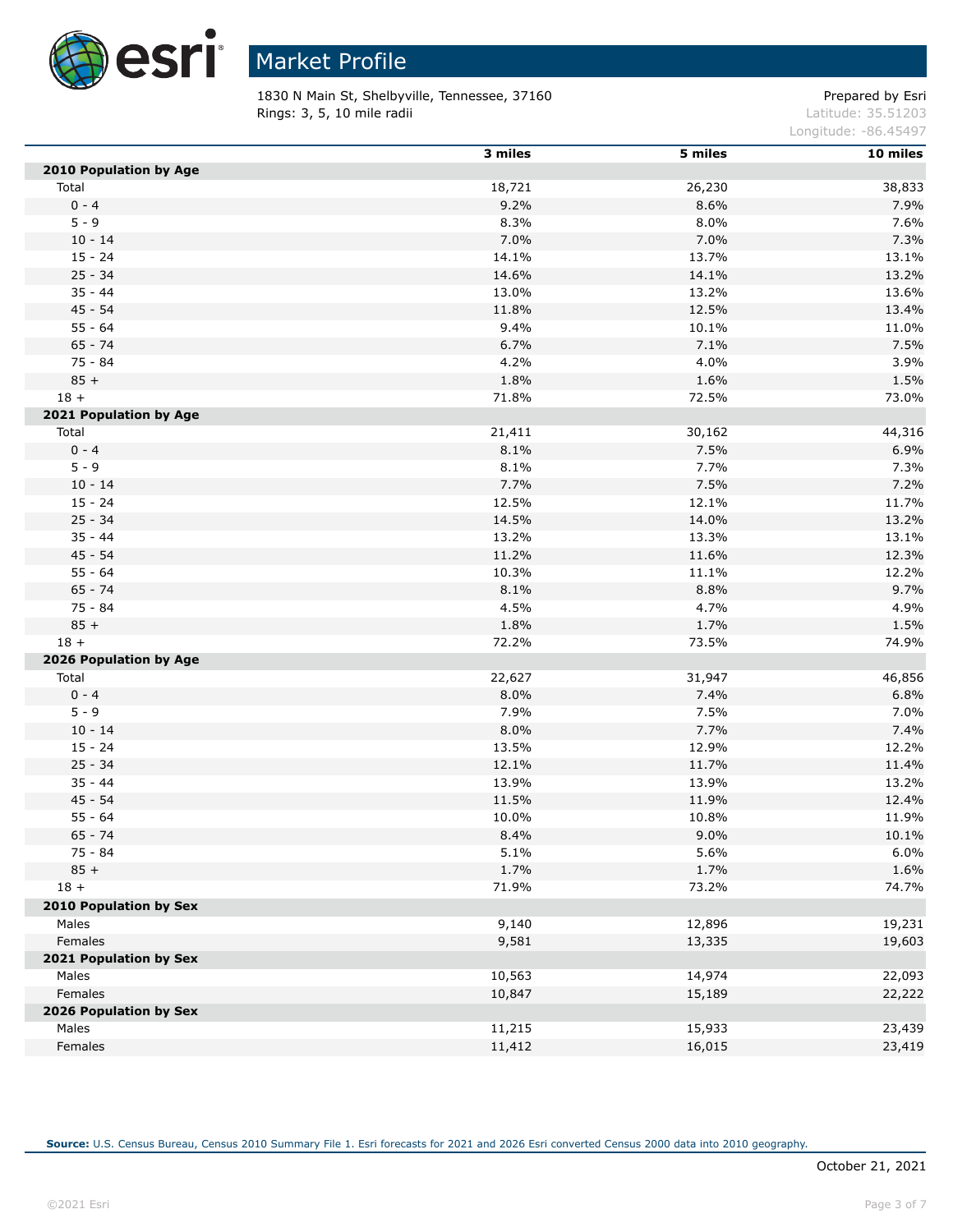# Market Profile

1830 N Main St, Shelbyville, Tennessee, 37160
Rings: 3, 5, 10 mile radii

Prepared by Esri
Latitude: 35.51203
Longitude: -86.45497

| | 3 miles | 5 miles | 10 miles |
|---|---|---|---|
| **2010 Population by Age** | | | |
| Total | 18,721 | 26,230 | 38,833 |
| 0 - 4 | 9.2% | 8.6% | 7.9% |
| 5 - 9 | 8.3% | 8.0% | 7.6% |
| 10 - 14 | 7.0% | 7.0% | 7.3% |
| 15 - 24 | 14.1% | 13.7% | 13.1% |
| 25 - 34 | 14.6% | 14.1% | 13.2% |
| 35 - 44 | 13.0% | 13.2% | 13.6% |
| 45 - 54 | 11.8% | 12.5% | 13.4% |
| 55 - 64 | 9.4% | 10.1% | 11.0% |
| 65 - 74 | 6.7% | 7.1% | 7.5% |
| 75 - 84 | 4.2% | 4.0% | 3.9% |
| 85 + | 1.8% | 1.6% | 1.5% |
| 18 + | 71.8% | 72.5% | 73.0% |
| **2021 Population by Age** | | | |
| Total | 21,411 | 30,162 | 44,316 |
| 0 - 4 | 8.1% | 7.5% | 6.9% |
| 5 - 9 | 8.1% | 7.7% | 7.3% |
| 10 - 14 | 7.7% | 7.5% | 7.2% |
| 15 - 24 | 12.5% | 12.1% | 11.7% |
| 25 - 34 | 14.5% | 14.0% | 13.2% |
| 35 - 44 | 13.2% | 13.3% | 13.1% |
| 45 - 54 | 11.2% | 11.6% | 12.3% |
| 55 - 64 | 10.3% | 11.1% | 12.2% |
| 65 - 74 | 8.1% | 8.8% | 9.7% |
| 75 - 84 | 4.5% | 4.7% | 4.9% |
| 85 + | 1.8% | 1.7% | 1.5% |
| 18 + | 72.2% | 73.5% | 74.9% |
| **2026 Population by Age** | | | |
| Total | 22,627 | 31,947 | 46,856 |
| 0 - 4 | 8.0% | 7.4% | 6.8% |
| 5 - 9 | 7.9% | 7.5% | 7.0% |
| 10 - 14 | 8.0% | 7.7% | 7.4% |
| 15 - 24 | 13.5% | 12.9% | 12.2% |
| 25 - 34 | 12.1% | 11.7% | 11.4% |
| 35 - 44 | 13.9% | 13.9% | 13.2% |
| 45 - 54 | 11.5% | 11.9% | 12.4% |
| 55 - 64 | 10.0% | 10.8% | 11.9% |
| 65 - 74 | 8.4% | 9.0% | 10.1% |
| 75 - 84 | 5.1% | 5.6% | 6.0% |
| 85 + | 1.7% | 1.7% | 1.6% |
| 18 + | 71.9% | 73.2% | 74.7% |
| **2010 Population by Sex** | | | |
| Males | 9,140 | 12,896 | 19,231 |
| Females | 9,581 | 13,335 | 19,603 |
| **2021 Population by Sex** | | | |
| Males | 10,563 | 14,974 | 22,093 |
| Females | 10,847 | 15,189 | 22,222 |
| **2026 Population by Sex** | | | |
| Males | 11,215 | 15,933 | 23,439 |
| Females | 11,412 | 16,015 | 23,419 |

**Source:** U.S. Census Bureau, Census 2010 Summary File 1. Esri forecasts for 2021 and 2026 Esri converted Census 2000 data into 2010 geography.

October 21, 2021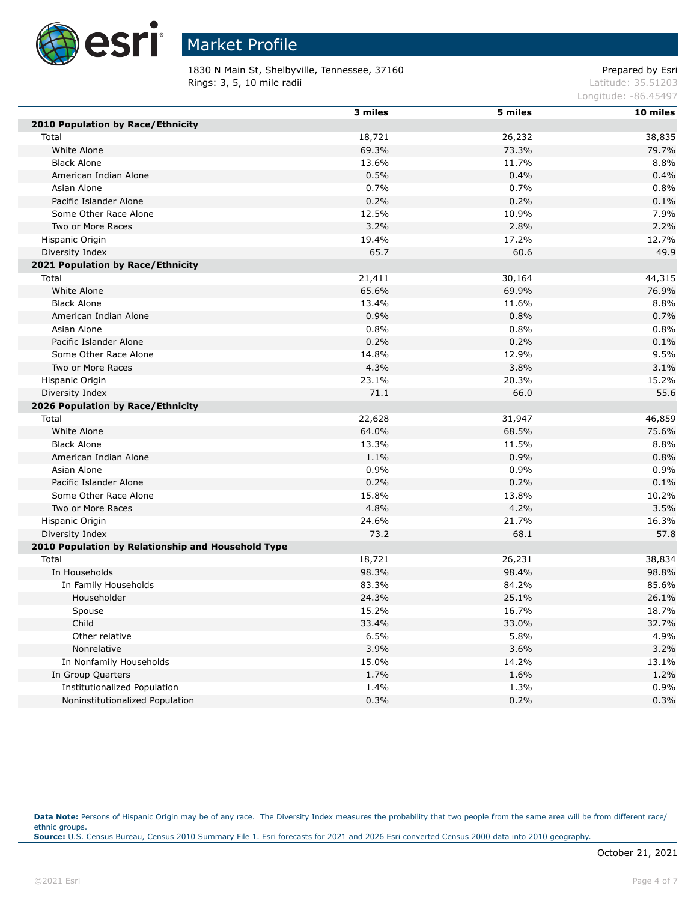# Market Profile

1830 N Main St, Shelbyville, Tennessee, 37160
Rings: 3, 5, 10 mile radii

Prepared by Esri
Latitude: 35.51203
Longitude: -86.45497

| | 3 miles | 5 miles | 10 miles |
|---|---|---|---|
| **2010 Population by Race/Ethnicity** | | | |
| Total | 18,721 | 26,232 | 38,835 |
| White Alone | 69.3% | 73.3% | 79.7% |
| Black Alone | 13.6% | 11.7% | 8.8% |
| American Indian Alone | 0.5% | 0.4% | 0.4% |
| Asian Alone | 0.7% | 0.7% | 0.8% |
| Pacific Islander Alone | 0.2% | 0.2% | 0.1% |
| Some Other Race Alone | 12.5% | 10.9% | 7.9% |
| Two or More Races | 3.2% | 2.8% | 2.2% |
| Hispanic Origin | 19.4% | 17.2% | 12.7% |
| Diversity Index | 65.7 | 60.6 | 49.9 |
| **2021 Population by Race/Ethnicity** | | | |
| Total | 21,411 | 30,164 | 44,315 |
| White Alone | 65.6% | 69.9% | 76.9% |
| Black Alone | 13.4% | 11.6% | 8.8% |
| American Indian Alone | 0.9% | 0.8% | 0.7% |
| Asian Alone | 0.8% | 0.8% | 0.8% |
| Pacific Islander Alone | 0.2% | 0.2% | 0.1% |
| Some Other Race Alone | 14.8% | 12.9% | 9.5% |
| Two or More Races | 4.3% | 3.8% | 3.1% |
| Hispanic Origin | 23.1% | 20.3% | 15.2% |
| Diversity Index | 71.1 | 66.0 | 55.6 |
| **2026 Population by Race/Ethnicity** | | | |
| Total | 22,628 | 31,947 | 46,859 |
| White Alone | 64.0% | 68.5% | 75.6% |
| Black Alone | 13.3% | 11.5% | 8.8% |
| American Indian Alone | 1.1% | 0.9% | 0.8% |
| Asian Alone | 0.9% | 0.9% | 0.9% |
| Pacific Islander Alone | 0.2% | 0.2% | 0.1% |
| Some Other Race Alone | 15.8% | 13.8% | 10.2% |
| Two or More Races | 4.8% | 4.2% | 3.5% |
| Hispanic Origin | 24.6% | 21.7% | 16.3% |
| Diversity Index | 73.2 | 68.1 | 57.8 |
| **2010 Population by Relationship and Household Type** | | | |
| Total | 18,721 | 26,231 | 38,834 |
| In Households | 98.3% | 98.4% | 98.8% |
| In Family Households | 83.3% | 84.2% | 85.6% |
| Householder | 24.3% | 25.1% | 26.1% |
| Spouse | 15.2% | 16.7% | 18.7% |
| Child | 33.4% | 33.0% | 32.7% |
| Other relative | 6.5% | 5.8% | 4.9% |
| Nonrelative | 3.9% | 3.6% | 3.2% |
| In Nonfamily Households | 15.0% | 14.2% | 13.1% |
| In Group Quarters | 1.7% | 1.6% | 1.2% |
| Institutionalized Population | 1.4% | 1.3% | 0.9% |
| Noninstitutionalized Population | 0.3% | 0.2% | 0.3% |

**Data Note:** Persons of Hispanic Origin may be of any race. The Diversity Index measures the probability that two people from the same area will be from different race/ ethnic groups.
**Source:** U.S. Census Bureau, Census 2010 Summary File 1. Esri forecasts for 2021 and 2026 Esri converted Census 2000 data into 2010 geography.

October 21, 2021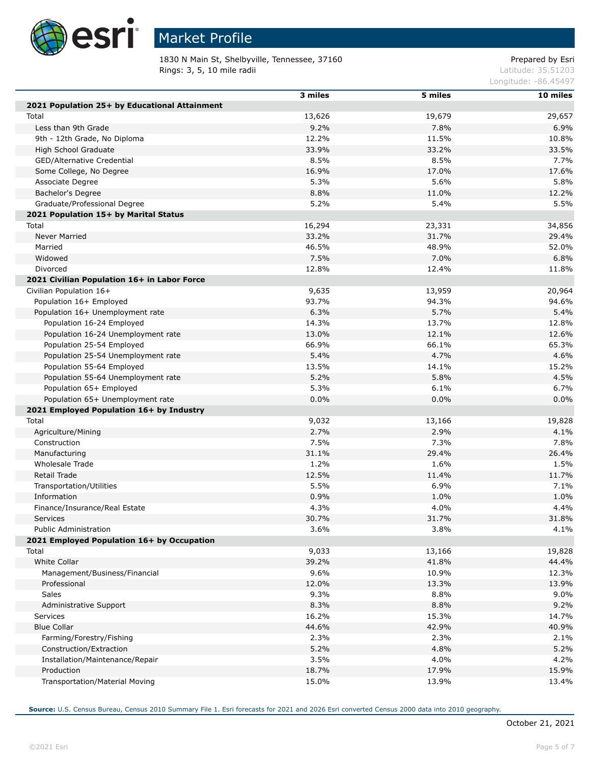# Market Profile

1830 N Main St, Shelbyville, Tennessee, 37160
Rings: 3, 5, 10 mile radii

Prepared by Esri
Latitude: 35.51203
Longitude: -86.45497

| | 3 miles | 5 miles | 10 miles |
|---|---|---|---|
| **2021 Population 25+ by Educational Attainment** | | | |
| Total | 13,626 | 19,679 | 29,657 |
| Less than 9th Grade | 9.2% | 7.8% | 6.9% |
| 9th - 12th Grade, No Diploma | 12.2% | 11.5% | 10.8% |
| High School Graduate | 33.9% | 33.2% | 33.5% |
| GED/Alternative Credential | 8.5% | 8.5% | 7.7% |
| Some College, No Degree | 16.9% | 17.0% | 17.6% |
| Associate Degree | 5.3% | 5.6% | 5.8% |
| Bachelor's Degree | 8.8% | 11.0% | 12.2% |
| Graduate/Professional Degree | 5.2% | 5.4% | 5.5% |
| **2021 Population 15+ by Marital Status** | | | |
| Total | 16,294 | 23,331 | 34,856 |
| Never Married | 33.2% | 31.7% | 29.4% |
| Married | 46.5% | 48.9% | 52.0% |
| Widowed | 7.5% | 7.0% | 6.8% |
| Divorced | 12.8% | 12.4% | 11.8% |
| **2021 Civilian Population 16+ in Labor Force** | | | |
| Civilian Population 16+ | 9,635 | 13,959 | 20,964 |
| Population 16+ Employed | 93.7% | 94.3% | 94.6% |
| Population 16+ Unemployment rate | 6.3% | 5.7% | 5.4% |
| Population 16-24 Employed | 14.3% | 13.7% | 12.8% |
| Population 16-24 Unemployment rate | 13.0% | 12.1% | 12.6% |
| Population 25-54 Employed | 66.9% | 66.1% | 65.3% |
| Population 25-54 Unemployment rate | 5.4% | 4.7% | 4.6% |
| Population 55-64 Employed | 13.5% | 14.1% | 15.2% |
| Population 55-64 Unemployment rate | 5.2% | 5.8% | 4.5% |
| Population 65+ Employed | 5.3% | 6.1% | 6.7% |
| Population 65+ Unemployment rate | 0.0% | 0.0% | 0.0% |
| **2021 Employed Population 16+ by Industry** | | | |
| Total | 9,032 | 13,166 | 19,828 |
| Agriculture/Mining | 2.7% | 2.9% | 4.1% |
| Construction | 7.5% | 7.3% | 7.8% |
| Manufacturing | 31.1% | 29.4% | 26.4% |
| Wholesale Trade | 1.2% | 1.6% | 1.5% |
| Retail Trade | 12.5% | 11.4% | 11.7% |
| Transportation/Utilities | 5.5% | 6.9% | 7.1% |
| Information | 0.9% | 1.0% | 1.0% |
| Finance/Insurance/Real Estate | 4.3% | 4.0% | 4.4% |
| Services | 30.7% | 31.7% | 31.8% |
| Public Administration | 3.6% | 3.8% | 4.1% |
| **2021 Employed Population 16+ by Occupation** | | | |
| Total | 9,033 | 13,166 | 19,828 |
| White Collar | 39.2% | 41.8% | 44.4% |
| Management/Business/Financial | 9.6% | 10.9% | 12.3% |
| Professional | 12.0% | 13.3% | 13.9% |
| Sales | 9.3% | 8.8% | 9.0% |
| Administrative Support | 8.3% | 8.8% | 9.2% |
| Services | 16.2% | 15.3% | 14.7% |
| Blue Collar | 44.6% | 42.9% | 40.9% |
| Farming/Forestry/Fishing | 2.3% | 2.3% | 2.1% |
| Construction/Extraction | 5.2% | 4.8% | 5.2% |
| Installation/Maintenance/Repair | 3.5% | 4.0% | 4.2% |
| Production | 18.7% | 17.9% | 15.9% |
| Transportation/Material Moving | 15.0% | 13.9% | 13.4% |

**Source:** U.S. Census Bureau, Census 2010 Summary File 1. Esri forecasts for 2021 and 2026 Esri converted Census 2000 data into 2010 geography.

October 21, 2021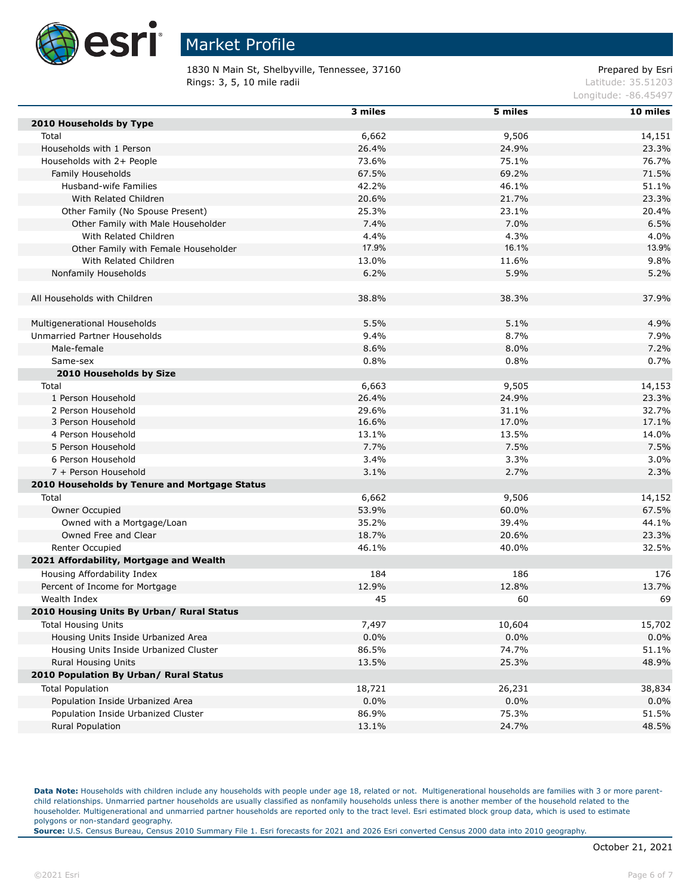# Market Profile

1830 N Main St, Shelbyville, Tennessee, 37160
Rings: 3, 5, 10 mile radii

Prepared by Esri
Latitude: 35.51203
Longitude: -86.45497

| | 3 miles | 5 miles | 10 miles |
|---|---|---|---|
| **2010 Households by Type** | | | |
| Total | 6,662 | 9,506 | 14,151 |
| Households with 1 Person | 26.4% | 24.9% | 23.3% |
| Households with 2+ People | 73.6% | 75.1% | 76.7% |
| Family Households | 67.5% | 69.2% | 71.5% |
| Husband-wife Families | 42.2% | 46.1% | 51.1% |
| With Related Children | 20.6% | 21.7% | 23.3% |
| Other Family (No Spouse Present) | 25.3% | 23.1% | 20.4% |
| Other Family with Male Householder | 7.4% | 7.0% | 6.5% |
| With Related Children | 4.4% | 4.3% | 4.0% |
| Other Family with Female Householder | 17.9% | 16.1% | 13.9% |
| With Related Children | 13.0% | 11.6% | 9.8% |
| Nonfamily Households | 6.2% | 5.9% | 5.2% |
| | | | |
| All Households with Children | 38.8% | 38.3% | 37.9% |
| | | | |
| Multigenerational Households | 5.5% | 5.1% | 4.9% |
| Unmarried Partner Households | 9.4% | 8.7% | 7.9% |
| Male-female | 8.6% | 8.0% | 7.2% |
| Same-sex | 0.8% | 0.8% | 0.7% |
| **2010 Households by Size** | | | |
| Total | 6,663 | 9,505 | 14,153 |
| 1 Person Household | 26.4% | 24.9% | 23.3% |
| 2 Person Household | 29.6% | 31.1% | 32.7% |
| 3 Person Household | 16.6% | 17.0% | 17.1% |
| 4 Person Household | 13.1% | 13.5% | 14.0% |
| 5 Person Household | 7.7% | 7.5% | 7.5% |
| 6 Person Household | 3.4% | 3.3% | 3.0% |
| 7 + Person Household | 3.1% | 2.7% | 2.3% |
| **2010 Households by Tenure and Mortgage Status** | | | |
| Total | 6,662 | 9,506 | 14,152 |
| Owner Occupied | 53.9% | 60.0% | 67.5% |
| Owned with a Mortgage/Loan | 35.2% | 39.4% | 44.1% |
| Owned Free and Clear | 18.7% | 20.6% | 23.3% |
| Renter Occupied | 46.1% | 40.0% | 32.5% |
| **2021 Affordability, Mortgage and Wealth** | | | |
| Housing Affordability Index | 184 | 186 | 176 |
| Percent of Income for Mortgage | 12.9% | 12.8% | 13.7% |
| Wealth Index | 45 | 60 | 69 |
| **2010 Housing Units By Urban/ Rural Status** | | | |
| Total Housing Units | 7,497 | 10,604 | 15,702 |
| Housing Units Inside Urbanized Area | 0.0% | 0.0% | 0.0% |
| Housing Units Inside Urbanized Cluster | 86.5% | 74.7% | 51.1% |
| Rural Housing Units | 13.5% | 25.3% | 48.9% |
| **2010 Population By Urban/ Rural Status** | | | |
| Total Population | 18,721 | 26,231 | 38,834 |
| Population Inside Urbanized Area | 0.0% | 0.0% | 0.0% |
| Population Inside Urbanized Cluster | 86.9% | 75.3% | 51.5% |
| Rural Population | 13.1% | 24.7% | 48.5% |

**Data Note:** Households with children include any households with people under age 18, related or not. Multigenerational households are families with 3 or more parent-child relationships. Unmarried partner households are usually classified as nonfamily households unless there is another member of the household related to the householder. Multigenerational and unmarried partner households are reported only to the tract level. Esri estimated block group data, which is used to estimate polygons or non-standard geography.
**Source:** U.S. Census Bureau, Census 2010 Summary File 1. Esri forecasts for 2021 and 2026 Esri converted Census 2000 data into 2010 geography.

October 21, 2021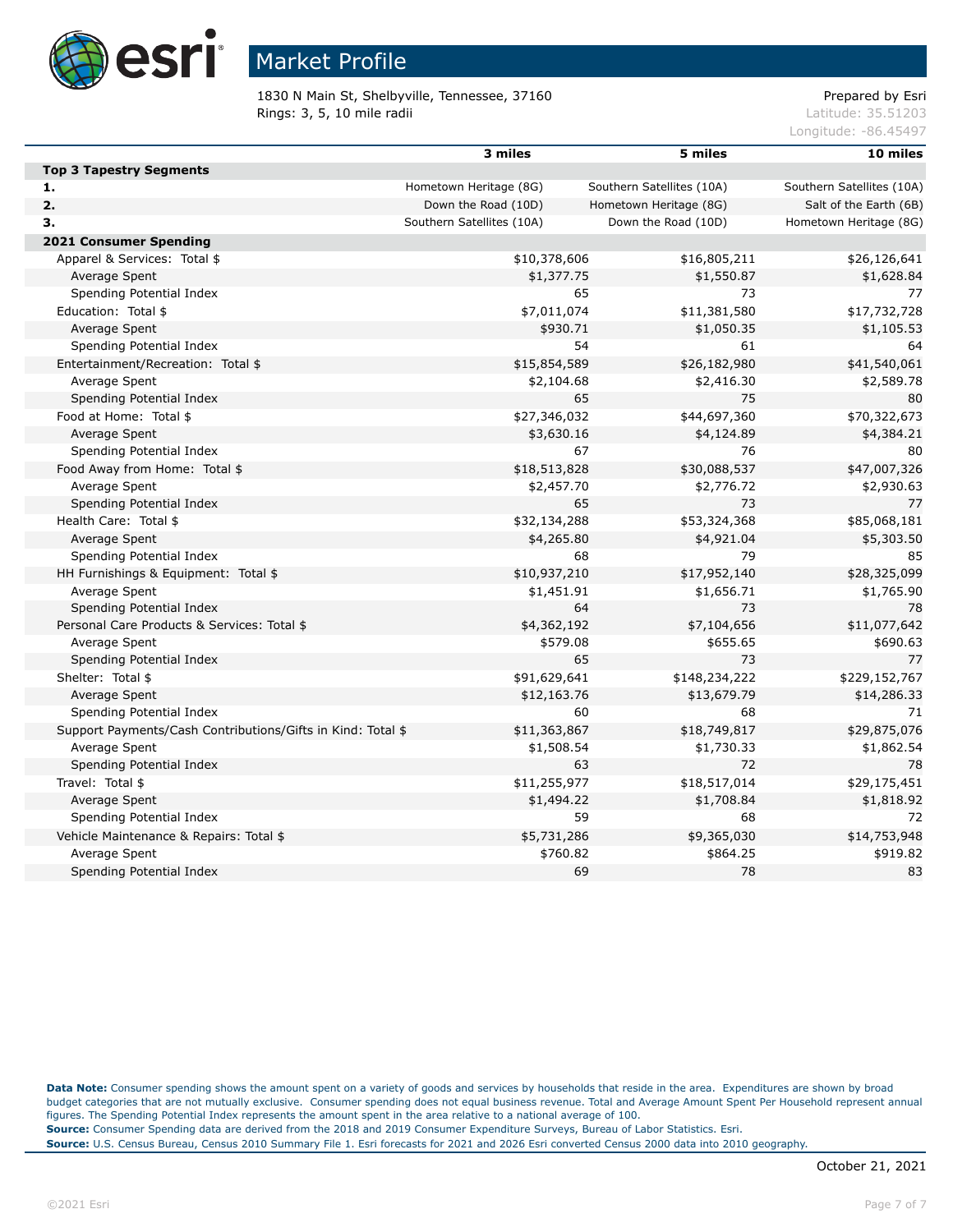# Market Profile

1830 N Main St, Shelbyville, Tennessee, 37160
Rings: 3, 5, 10 mile radii

Prepared by Esri
Latitude: 35.51203
Longitude: -86.45497

| | 3 miles | 5 miles | 10 miles |
|---|---|---|---|
| **Top 3 Tapestry Segments** | | | |
| **1.** | Hometown Heritage (8G) | Southern Satellites (10A) | Southern Satellites (10A) |
| **2.** | Down the Road (10D) | Hometown Heritage (8G) | Salt of the Earth (6B) |
| **3.** | Southern Satellites (10A) | Down the Road (10D) | Hometown Heritage (8G) |
| **2021 Consumer Spending** | | | |
| Apparel & Services: Total $ | $10,378,606 | $16,805,211 | $26,126,641 |
| Average Spent | $1,377.75 | $1,550.87 | $1,628.84 |
| Spending Potential Index | 65 | 73 | 77 |
| Education: Total $ | $7,011,074 | $11,381,580 | $17,732,728 |
| Average Spent | $930.71 | $1,050.35 | $1,105.53 |
| Spending Potential Index | 54 | 61 | 64 |
| Entertainment/Recreation: Total $ | $15,854,589 | $26,182,980 | $41,540,061 |
| Average Spent | $2,104.68 | $2,416.30 | $2,589.78 |
| Spending Potential Index | 65 | 75 | 80 |
| Food at Home: Total $ | $27,346,032 | $44,697,360 | $70,322,673 |
| Average Spent | $3,630.16 | $4,124.89 | $4,384.21 |
| Spending Potential Index | 67 | 76 | 80 |
| Food Away from Home: Total $ | $18,513,828 | $30,088,537 | $47,007,326 |
| Average Spent | $2,457.70 | $2,776.72 | $2,930.63 |
| Spending Potential Index | 65 | 73 | 77 |
| Health Care: Total $ | $32,134,288 | $53,324,368 | $85,068,181 |
| Average Spent | $4,265.80 | $4,921.04 | $5,303.50 |
| Spending Potential Index | 68 | 79 | 85 |
| HH Furnishings & Equipment: Total $ | $10,937,210 | $17,952,140 | $28,325,099 |
| Average Spent | $1,451.91 | $1,656.71 | $1,765.90 |
| Spending Potential Index | 64 | 73 | 78 |
| Personal Care Products & Services: Total $ | $4,362,192 | $7,104,656 | $11,077,642 |
| Average Spent | $579.08 | $655.65 | $690.63 |
| Spending Potential Index | 65 | 73 | 77 |
| Shelter: Total $ | $91,629,641 | $148,234,222 | $229,152,767 |
| Average Spent | $12,163.76 | $13,679.79 | $14,286.33 |
| Spending Potential Index | 60 | 68 | 71 |
| Support Payments/Cash Contributions/Gifts in Kind: Total $ | $11,363,867 | $18,749,817 | $29,875,076 |
| Average Spent | $1,508.54 | $1,730.33 | $1,862.54 |
| Spending Potential Index | 63 | 72 | 78 |
| Travel: Total $ | $11,255,977 | $18,517,014 | $29,175,451 |
| Average Spent | $1,494.22 | $1,708.84 | $1,818.92 |
| Spending Potential Index | 59 | 68 | 72 |
| Vehicle Maintenance & Repairs: Total $ | $5,731,286 | $9,365,030 | $14,753,948 |
| Average Spent | $760.82 | $864.25 | $919.82 |
| Spending Potential Index | 69 | 78 | 83 |

**Data Note:** Consumer spending shows the amount spent on a variety of goods and services by households that reside in the area. Expenditures are shown by broad budget categories that are not mutually exclusive. Consumer spending does not equal business revenue. Total and Average Amount Spent Per Household represent annual figures. The Spending Potential Index represents the amount spent in the area relative to a national average of 100.
**Source:** Consumer Spending data are derived from the 2018 and 2019 Consumer Expenditure Surveys, Bureau of Labor Statistics. Esri.
**Source:** U.S. Census Bureau, Census 2010 Summary File 1. Esri forecasts for 2021 and 2026 Esri converted Census 2000 data into 2010 geography.

October 21, 2021